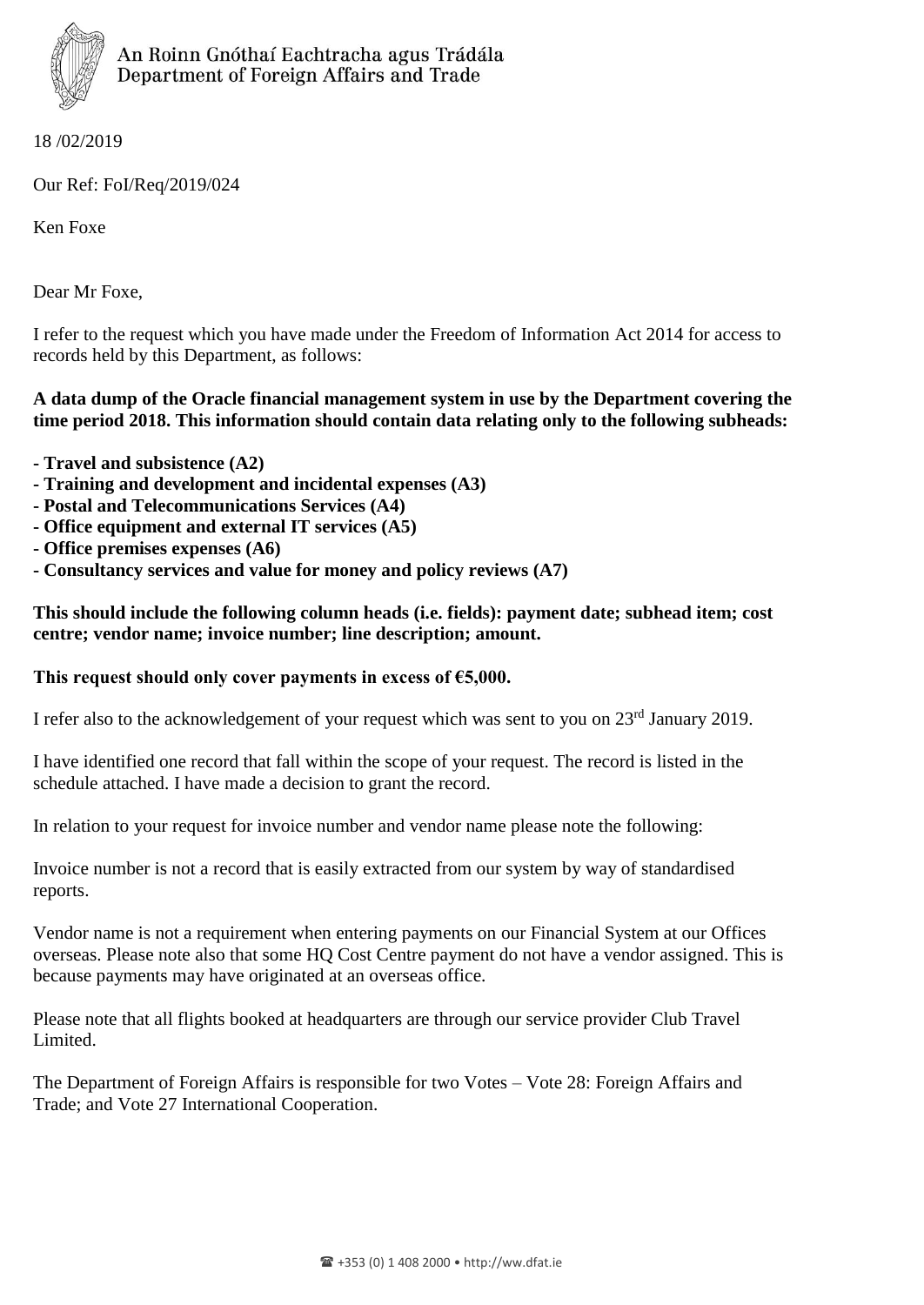An Roinn Gnóthaí Eachtracha agus Trádála
Department of Foreign Affairs and Trade

18 /02/2019

Our Ref: FoI/Req/2019/024

Ken Foxe

Dear Mr Foxe,

I refer to the request which you have made under the Freedom of Information Act 2014 for access to records held by this Department, as follows:

**A data dump of the Oracle financial management system in use by the Department covering the time period 2018. This information should contain data relating only to the following subheads:**

- **Travel and subsistence (A2)**
- **Training and development and incidental expenses (A3)**
- **Postal and Telecommunications Services (A4)**
- **Office equipment and external IT services (A5)**
- **Office premises expenses (A6)**
- **Consultancy services and value for money and policy reviews (A7)**

**This should include the following column heads (i.e. fields): payment date; subhead item; cost centre; vendor name; invoice number; line description; amount.**

**This request should only cover payments in excess of €5,000.**

I refer also to the acknowledgement of your request which was sent to you on 23rd January 2019.

I have identified one record that fall within the scope of your request. The record is listed in the schedule attached. I have made a decision to grant the record.

In relation to your request for invoice number and vendor name please note the following:

Invoice number is not a record that is easily extracted from our system by way of standardised reports.

Vendor name is not a requirement when entering payments on our Financial System at our Offices overseas. Please note also that some HQ Cost Centre payment do not have a vendor assigned. This is because payments may have originated at an overseas office.

Please note that all flights booked at headquarters are through our service provider Club Travel Limited.

The Department of Foreign Affairs is responsible for two Votes – Vote 28: Foreign Affairs and Trade; and Vote 27 International Cooperation.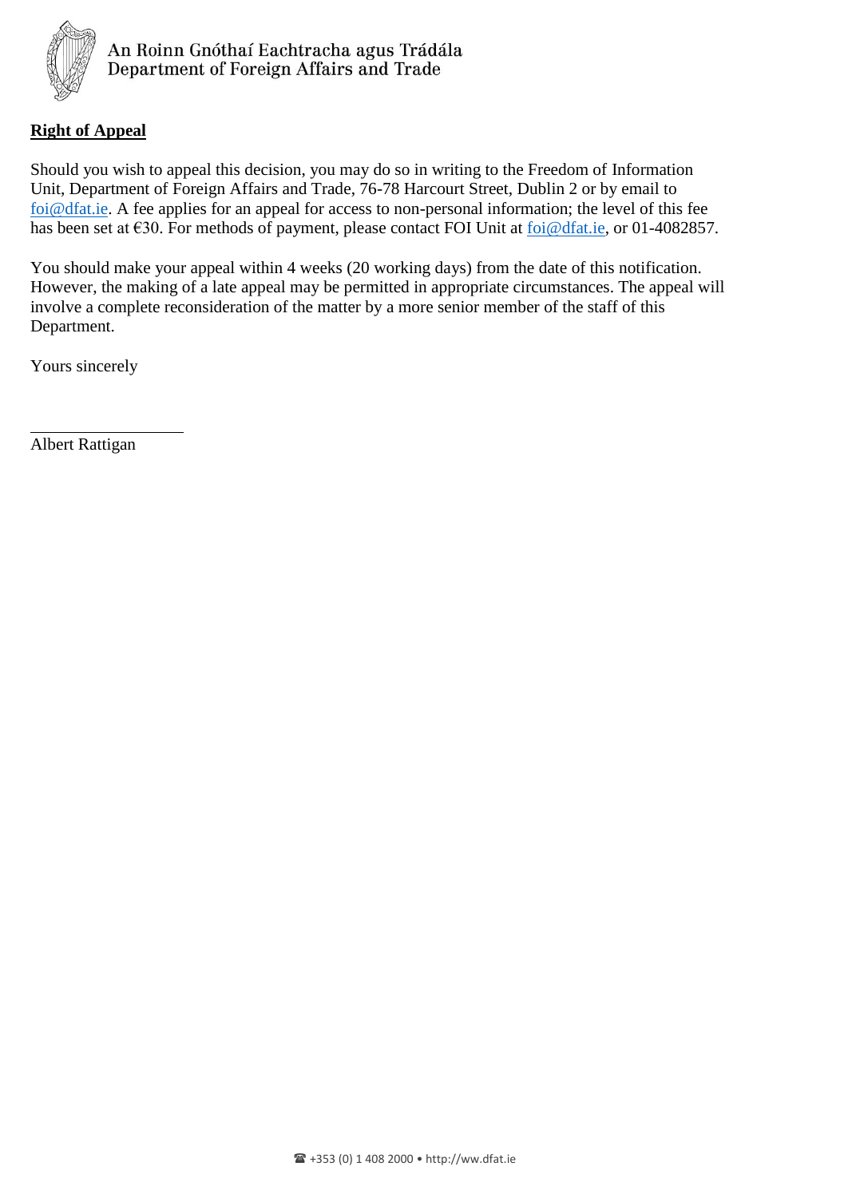An Roinn Gnóthaí Eachtracha agus Trádála
Department of Foreign Affairs and Trade

**Right of Appeal**

Should you wish to appeal this decision, you may do so in writing to the Freedom of Information Unit, Department of Foreign Affairs and Trade, 76-78 Harcourt Street, Dublin 2 or by email to foi@dfat.ie. A fee applies for an appeal for access to non-personal information; the level of this fee has been set at €30. For methods of payment, please contact FOI Unit at foi@dfat.ie, or 01-4082857.

You should make your appeal within 4 weeks (20 working days) from the date of this notification. However, the making of a late appeal may be permitted in appropriate circumstances. The appeal will involve a complete reconsideration of the matter by a more senior member of the staff of this Department.

Yours sincerely

Albert Rattigan